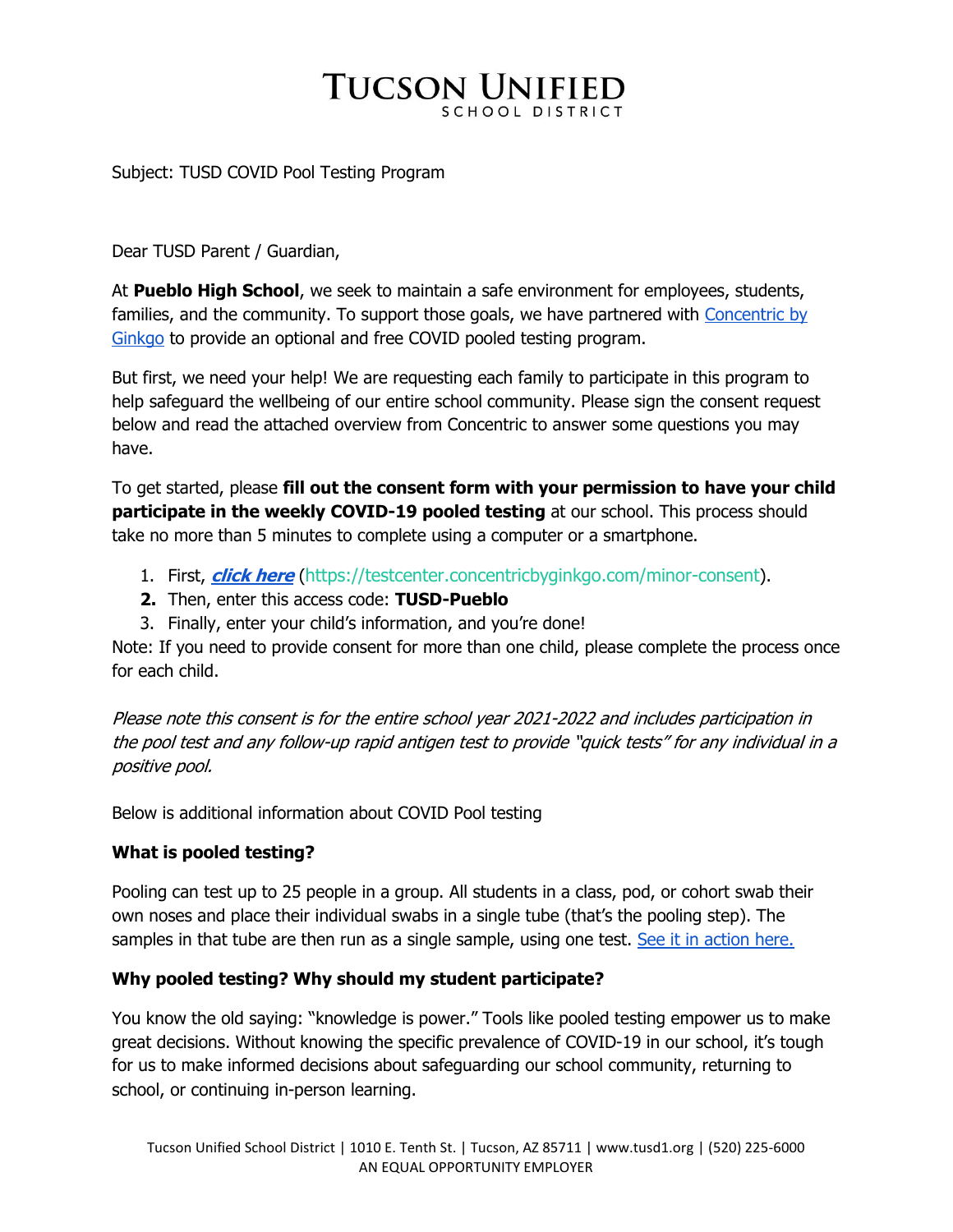# TUCSON UNIFIED
SCHOOL DISTRICT

Subject: TUSD COVID Pool Testing Program

Dear TUSD Parent / Guardian,

At **Pueblo High School**, we seek to maintain a safe environment for employees, students, families, and the community. To support those goals, we have partnered with Concentric by Ginkgo to provide an optional and free COVID pooled testing program.

But first, we need your help! We are requesting each family to participate in this program to help safeguard the wellbeing of our entire school community. Please sign the consent request below and read the attached overview from Concentric to answer some questions you may have.

To get started, please **fill out the consent form with your permission to have your child participate in the weekly COVID-19 pooled testing** at our school. This process should take no more than 5 minutes to complete using a computer or a smartphone.

1. First, ***click here*** (https://testcenter.concentricbyginkgo.com/minor-consent).
2. Then, enter this access code: **TUSD-Pueblo**
3. Finally, enter your child's information, and you're done!

Note: If you need to provide consent for more than one child, please complete the process once for each child.

*Please note this consent is for the entire school year 2021-2022 and includes participation in the pool test and any follow-up rapid antigen test to provide "quick tests" for any individual in a positive pool.*

Below is additional information about COVID Pool testing

**What is pooled testing?**

Pooling can test up to 25 people in a group. All students in a class, pod, or cohort swab their own noses and place their individual swabs in a single tube (that's the pooling step). The samples in that tube are then run as a single sample, using one test. See it in action here.

**Why pooled testing? Why should my student participate?**

You know the old saying: "knowledge is power." Tools like pooled testing empower us to make great decisions. Without knowing the specific prevalence of COVID-19 in our school, it's tough for us to make informed decisions about safeguarding our school community, returning to school, or continuing in-person learning.

Tucson Unified School District | 1010 E. Tenth St. | Tucson, AZ 85711 | www.tusd1.org | (520) 225-6000
AN EQUAL OPPORTUNITY EMPLOYER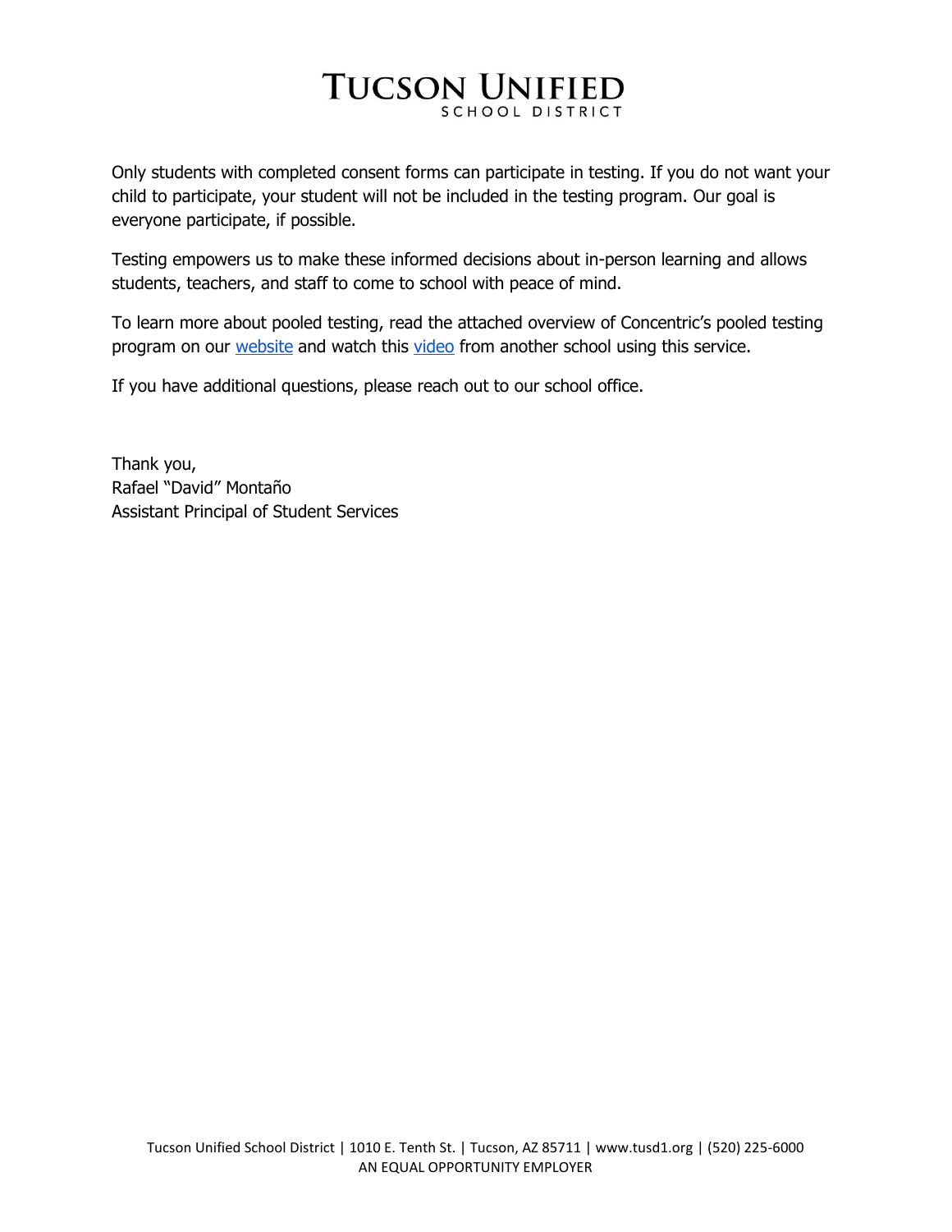Only students with completed consent forms can participate in testing. If you do not want your child to participate, your student will not be included in the testing program. Our goal is everyone participate, if possible.

Testing empowers us to make these informed decisions about in-person learning and allows students, teachers, and staff to come to school with peace of mind.

To learn more about pooled testing, read the attached overview of Concentric's pooled testing program on our website and watch this video from another school using this service.

If you have additional questions, please reach out to our school office.

Thank you,
Rafael "David" Montaño
Assistant Principal of Student Services